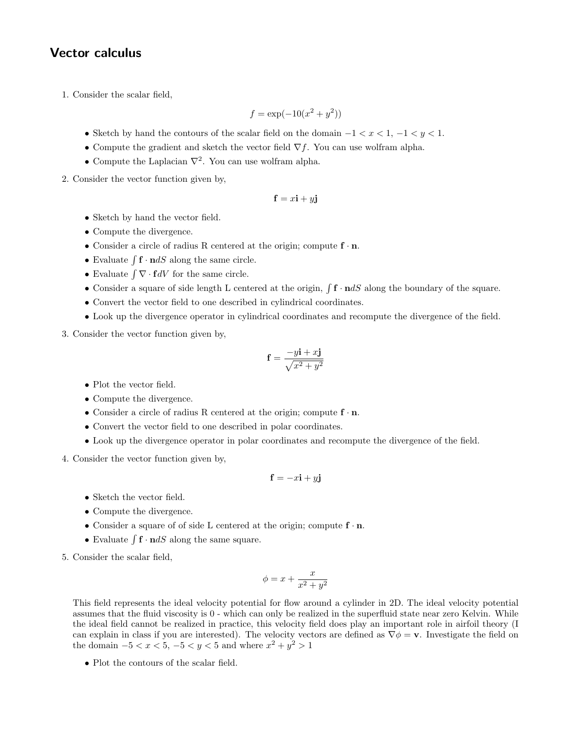## Vector calculus

1. Consider the scalar field,

$$f = \exp(-10(x^2 + y^2))$$

   - Sketch by hand the contours of the scalar field on the domain $-1 < x < 1$, $-1 < y < 1$.
   - Compute the gradient and sketch the vector field $\nabla f$. You can use wolfram alpha.
   - Compute the Laplacian $\nabla^2$. You can use wolfram alpha.

2. Consider the vector function given by,

$$\mathbf{f} = x\mathbf{i} + y\mathbf{j}$$

   - Sketch by hand the vector field.
   - Compute the divergence.
   - Consider a circle of radius R centered at the origin; compute $\mathbf{f} \cdot \mathbf{n}$.
   - Evaluate $\int \mathbf{f} \cdot \mathbf{n} dS$ along the same circle.
   - Evaluate $\int \nabla \cdot \mathbf{f} dV$ for the same circle.
   - Consider a square of side length L centered at the origin, $\int \mathbf{f} \cdot \mathbf{n} dS$ along the boundary of the square.
   - Convert the vector field to one described in cylindrical coordinates.
   - Look up the divergence operator in cylindrical coordinates and recompute the divergence of the field.

3. Consider the vector function given by,

$$\mathbf{f} = \frac{-y\mathbf{i} + x\mathbf{j}}{\sqrt{x^2 + y^2}}$$

   - Plot the vector field.
   - Compute the divergence.
   - Consider a circle of radius R centered at the origin; compute $\mathbf{f} \cdot \mathbf{n}$.
   - Convert the vector field to one described in polar coordinates.
   - Look up the divergence operator in polar coordinates and recompute the divergence of the field.

4. Consider the vector function given by,

$$\mathbf{f} = -x\mathbf{i} + y\mathbf{j}$$

   - Sketch the vector field.
   - Compute the divergence.
   - Consider a square of of side L centered at the origin; compute $\mathbf{f} \cdot \mathbf{n}$.
   - Evaluate $\int \mathbf{f} \cdot \mathbf{n} dS$ along the same square.

5. Consider the scalar field,

$$\phi = x + \frac{x}{x^2 + y^2}$$

   This field represents the ideal velocity potential for flow around a cylinder in 2D. The ideal velocity potential assumes that the fluid viscosity is 0 - which can only be realized in the superfluid state near zero Kelvin. While the ideal field cannot be realized in practice, this velocity field does play an important role in airfoil theory (I can explain in class if you are interested). The velocity vectors are defined as $\nabla \phi = \mathbf{v}$. Investigate the field on the domain $-5 < x < 5$, $-5 < y < 5$ and where $x^2 + y^2 > 1$

   - Plot the contours of the scalar field.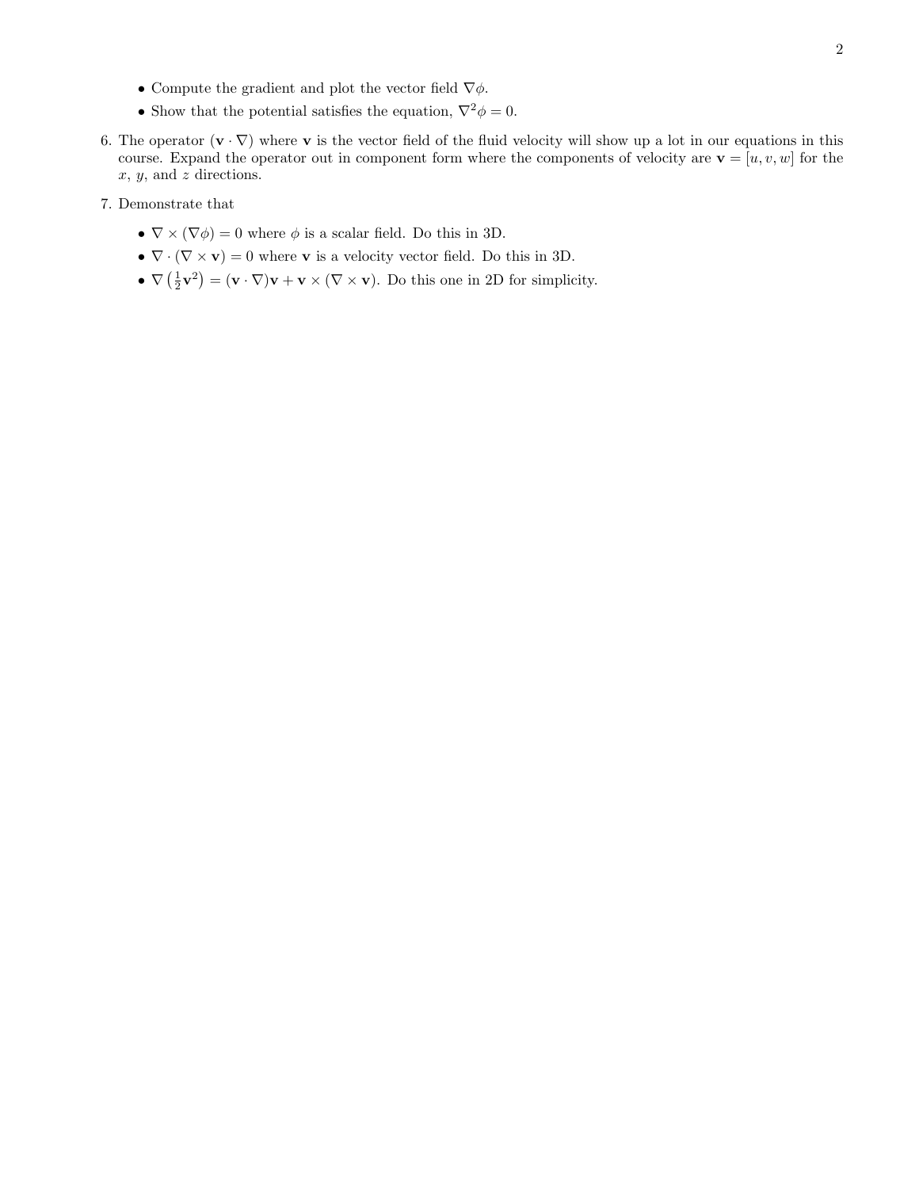- Compute the gradient and plot the vector field $\nabla\phi$.
- Show that the potential satisfies the equation, $\nabla^2\phi = 0$.

6. The operator $(\mathbf{v} \cdot \nabla)$ where $\mathbf{v}$ is the vector field of the fluid velocity will show up a lot in our equations in this course. Expand the operator out in component form where the components of velocity are $\mathbf{v} = [u, v, w]$ for the $x$, $y$, and $z$ directions.

7. Demonstrate that

   - $\nabla \times (\nabla\phi) = 0$ where $\phi$ is a scalar field. Do this in 3D.
   - $\nabla \cdot (\nabla \times \mathbf{v}) = 0$ where $\mathbf{v}$ is a velocity vector field. Do this in 3D.
   - $\nabla\left(\frac{1}{2}\mathbf{v}^2\right) = (\mathbf{v} \cdot \nabla)\mathbf{v} + \mathbf{v} \times (\nabla \times \mathbf{v})$. Do this one in 2D for simplicity.